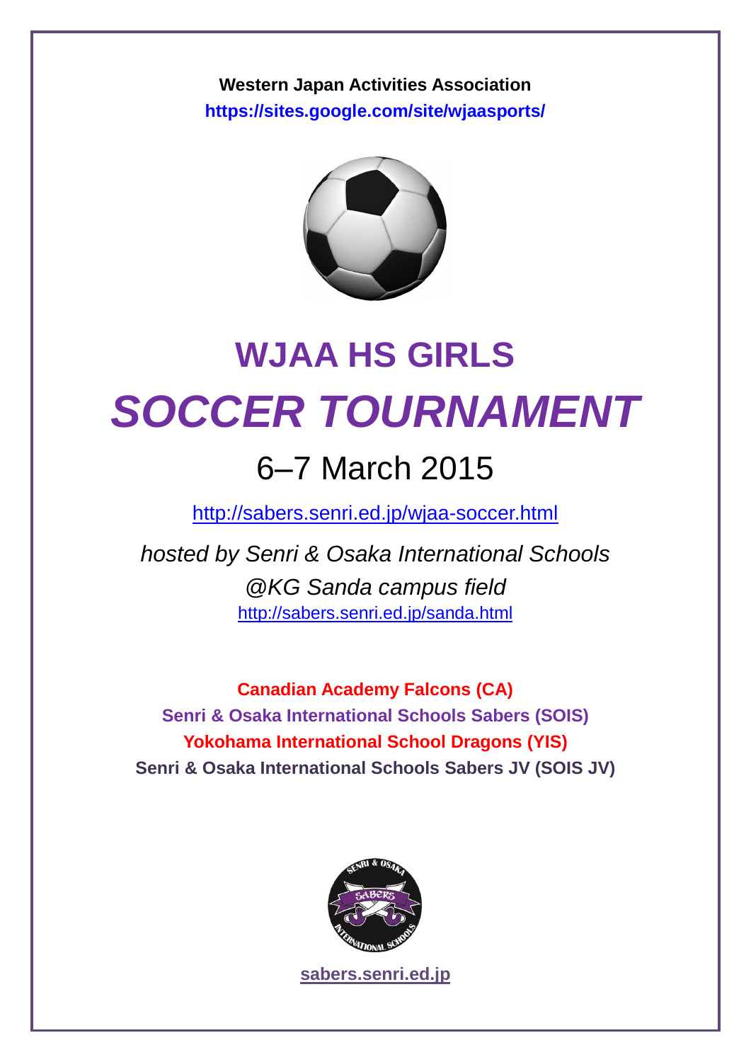**Western Japan Activities Association**

**https://sites.google.com/site/wjaasports/**

# WJAA HS GIRLS

# *SOCCER TOURNAMENT*

## 6–7 March 2015

http://sabers.senri.ed.jp/wjaa-soccer.html

*hosted by Senri & Osaka International Schools*

*@KG Sanda campus field*

http://sabers.senri.ed.jp/sanda.html

**Canadian Academy Falcons (CA)**

**Senri & Osaka International Schools Sabers (SOIS)**

**Yokohama International School Dragons (YIS)**

**Senri & Osaka International Schools Sabers JV (SOIS JV)**

**sabers.senri.ed.jp**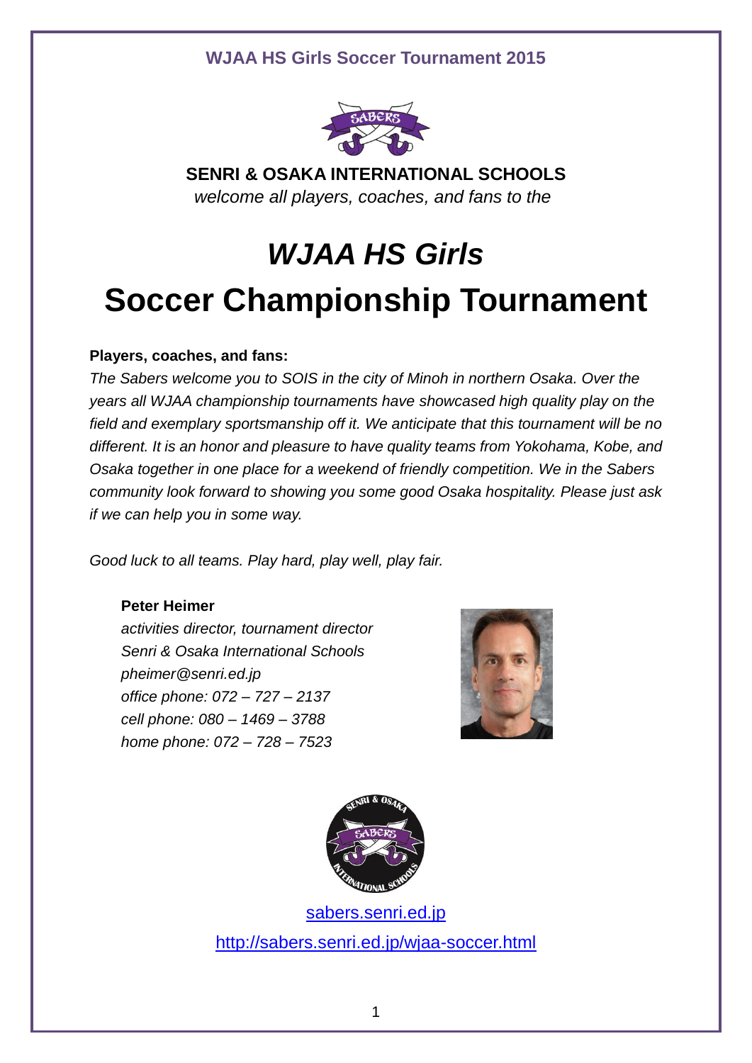**SENRI & OSAKA INTERNATIONAL SCHOOLS**

*welcome all players, coaches, and fans to the*

# *WJAA HS Girls*
# Soccer Championship Tournament

**Players, coaches, and fans:**

*The Sabers welcome you to SOIS in the city of Minoh in northern Osaka. Over the years all WJAA championship tournaments have showcased high quality play on the field and exemplary sportsmanship off it. We anticipate that this tournament will be no different. It is an honor and pleasure to have quality teams from Yokohama, Kobe, and Osaka together in one place for a weekend of friendly competition. We in the Sabers community look forward to showing you some good Osaka hospitality. Please just ask if we can help you in some way.*

*Good luck to all teams. Play hard, play well, play fair.*

**Peter Heimer**
*activities director, tournament director*
*Senri & Osaka International Schools*
*pheimer@senri.ed.jp*
*office phone: 072 – 727 – 2137*
*cell phone: 080 – 1469 – 3788*
*home phone: 072 – 728 – 7523*

sabers.senri.ed.jp

http://sabers.senri.ed.jp/wjaa-soccer.html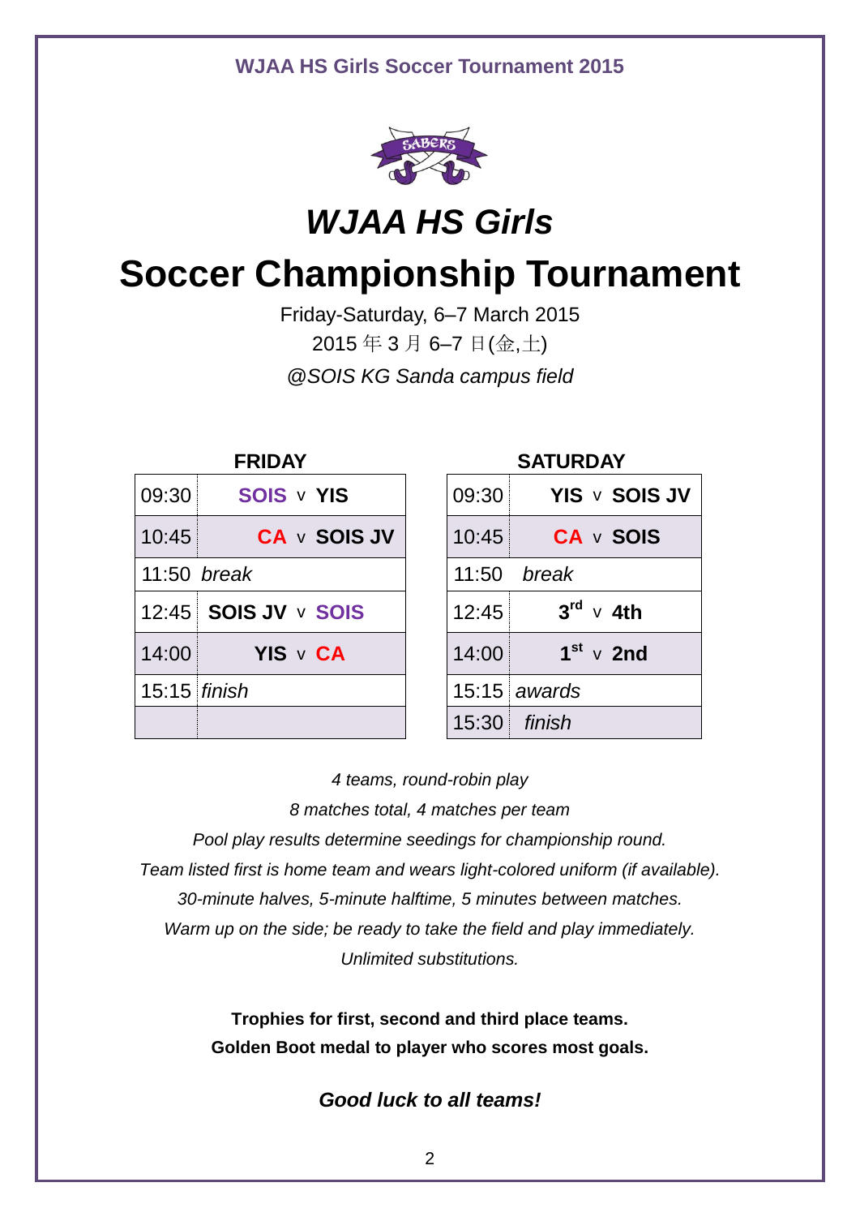# *WJAA HS Girls*

# Soccer Championship Tournament

Friday-Saturday, 6–7 March 2015

2015 年 3 月 6–7 日(金,土)

*@SOIS KG Sanda campus field*

**FRIDAY**

| Time | Match |
|---|---|
| 09:30 | **SOIS** v **YIS** |
| 10:45 | **CA** v **SOIS JV** |
| 11:50 | *break* |
| 12:45 | **SOIS JV** v **SOIS** |
| 14:00 | **YIS** v **CA** |
| 15:15 | *finish* |
| | |

**SATURDAY**

| Time | Match |
|---|---|
| 09:30 | **YIS** v **SOIS JV** |
| 10:45 | **CA** v **SOIS** |
| 11:50 | *break* |
| 12:45 | **3rd** v **4th** |
| 14:00 | **1st** v **2nd** |
| 15:15 | *awards* |
| 15:30 | *finish* |

*4 teams, round-robin play*

*8 matches total, 4 matches per team*

*Pool play results determine seedings for championship round.*

*Team listed first is home team and wears light-colored uniform (if available).*

*30-minute halves, 5-minute halftime, 5 minutes between matches.*

*Warm up on the side; be ready to take the field and play immediately.*

*Unlimited substitutions.*

**Trophies for first, second and third place teams.**

**Golden Boot medal to player who scores most goals.**

***Good luck to all teams!***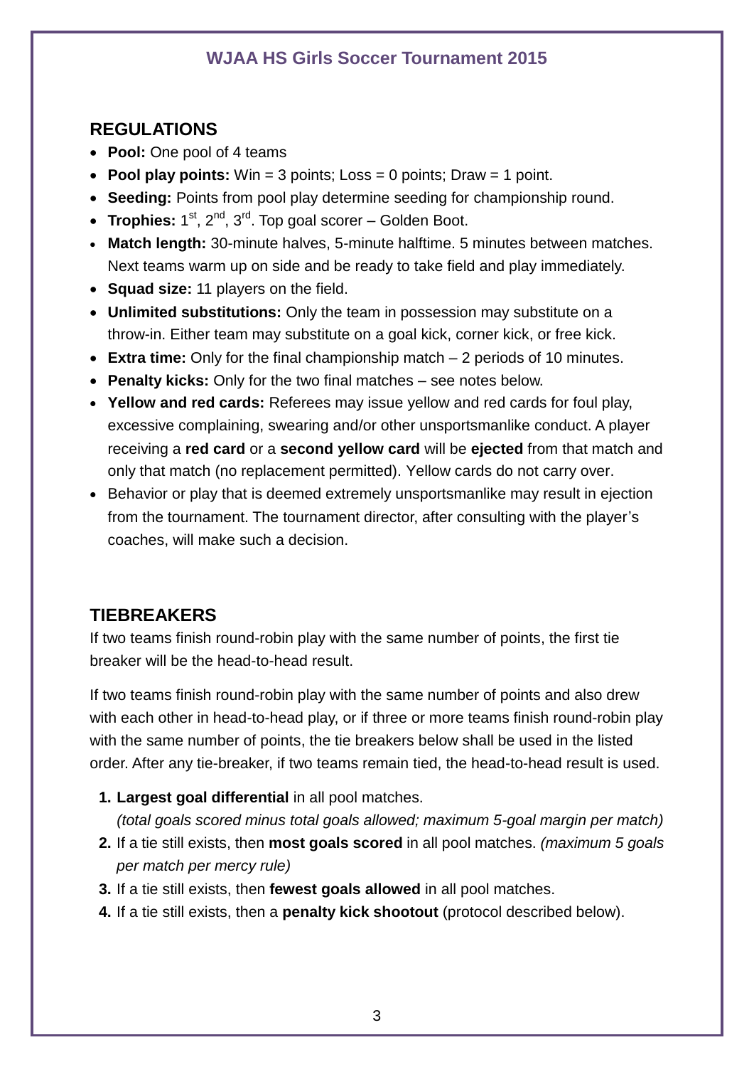## WJAA HS Girls Soccer Tournament 2015

## REGULATIONS

- **Pool:** One pool of 4 teams
- **Pool play points:** Win = 3 points; Loss = 0 points; Draw = 1 point.
- **Seeding:** Points from pool play determine seeding for championship round.
- **Trophies:** 1st, 2nd, 3rd. Top goal scorer – Golden Boot.
- **Match length:** 30-minute halves, 5-minute halftime. 5 minutes between matches. Next teams warm up on side and be ready to take field and play immediately.
- **Squad size:** 11 players on the field.
- **Unlimited substitutions:** Only the team in possession may substitute on a throw-in. Either team may substitute on a goal kick, corner kick, or free kick.
- **Extra time:** Only for the final championship match – 2 periods of 10 minutes.
- **Penalty kicks:** Only for the two final matches – see notes below.
- **Yellow and red cards:** Referees may issue yellow and red cards for foul play, excessive complaining, swearing and/or other unsportsmanlike conduct. A player receiving a **red card** or a **second yellow card** will be **ejected** from that match and only that match (no replacement permitted). Yellow cards do not carry over.
- Behavior or play that is deemed extremely unsportsmanlike may result in ejection from the tournament. The tournament director, after consulting with the player's coaches, will make such a decision.

## TIEBREAKERS

If two teams finish round-robin play with the same number of points, the first tie breaker will be the head-to-head result.

If two teams finish round-robin play with the same number of points and also drew with each other in head-to-head play, or if three or more teams finish round-robin play with the same number of points, the tie breakers below shall be used in the listed order. After any tie-breaker, if two teams remain tied, the head-to-head result is used.

1. **Largest goal differential** in all pool matches.
   *(total goals scored minus total goals allowed; maximum 5-goal margin per match)*
2. If a tie still exists, then **most goals scored** in all pool matches. *(maximum 5 goals per match per mercy rule)*
3. If a tie still exists, then **fewest goals allowed** in all pool matches.
4. If a tie still exists, then a **penalty kick shootout** (protocol described below).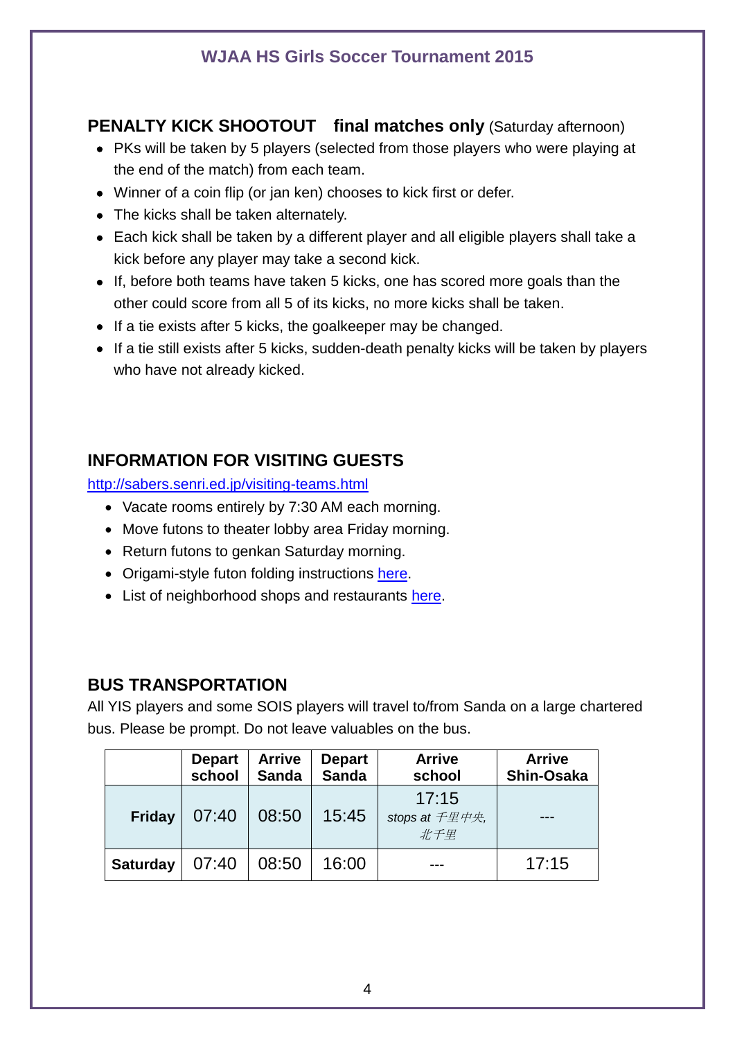## WJAA HS Girls Soccer Tournament 2015

### PENALTY KICK SHOOTOUT **final matches only** (Saturday afternoon)

- PKs will be taken by 5 players (selected from those players who were playing at the end of the match) from each team.
- Winner of a coin flip (or jan ken) chooses to kick first or defer.
- The kicks shall be taken alternately.
- Each kick shall be taken by a different player and all eligible players shall take a kick before any player may take a second kick.
- If, before both teams have taken 5 kicks, one has scored more goals than the other could score from all 5 of its kicks, no more kicks shall be taken.
- If a tie exists after 5 kicks, the goalkeeper may be changed.
- If a tie still exists after 5 kicks, sudden-death penalty kicks will be taken by players who have not already kicked.

### INFORMATION FOR VISITING GUESTS

http://sabers.senri.ed.jp/visiting-teams.html

- Vacate rooms entirely by 7:30 AM each morning.
- Move futons to theater lobby area Friday morning.
- Return futons to genkan Saturday morning.
- Origami-style futon folding instructions here.
- List of neighborhood shops and restaurants here.

### BUS TRANSPORTATION

All YIS players and some SOIS players will travel to/from Sanda on a large chartered bus. Please be prompt. Do not leave valuables on the bus.

| | Depart school | Arrive Sanda | Depart Sanda | Arrive school | Arrive Shin-Osaka |
|---|---|---|---|---|---|
| **Friday** | 07:40 | 08:50 | 15:45 | 17:15 *stops at 千里中央, 北千里* | --- |
| **Saturday** | 07:40 | 08:50 | 16:00 | --- | 17:15 |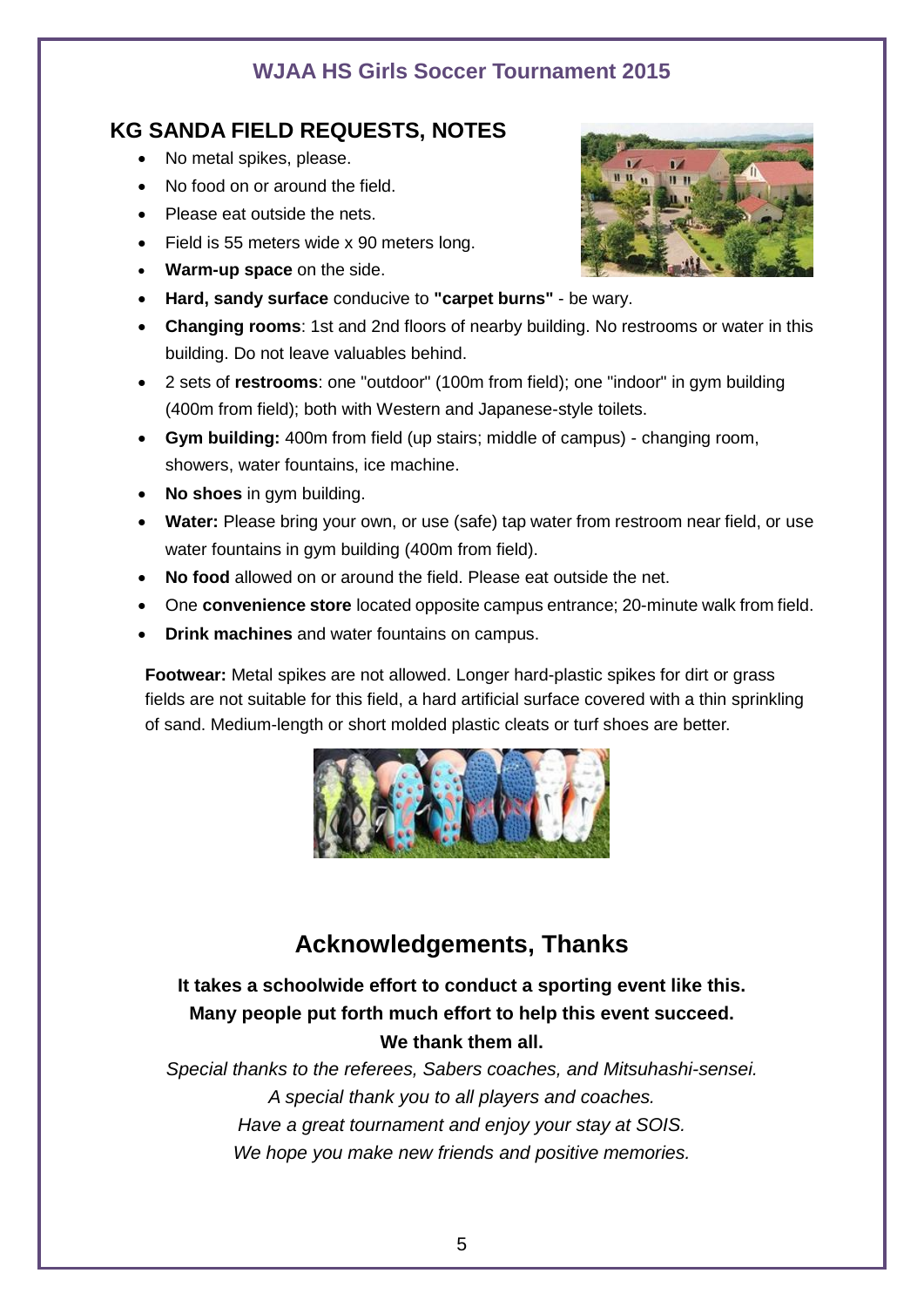## WJAA HS Girls Soccer Tournament 2015

### KG SANDA FIELD REQUESTS, NOTES

- No metal spikes, please.
- No food on or around the field.
- Please eat outside the nets.
- Field is 55 meters wide x 90 meters long.
- **Warm-up space** on the side.
- **Hard, sandy surface** conducive to **"carpet burns"** - be wary.
- **Changing rooms**: 1st and 2nd floors of nearby building. No restrooms or water in this building. Do not leave valuables behind.
- 2 sets of **restrooms**: one "outdoor" (100m from field); one "indoor" in gym building (400m from field); both with Western and Japanese-style toilets.
- **Gym building:** 400m from field (up stairs; middle of campus) - changing room, showers, water fountains, ice machine.
- **No shoes** in gym building.
- **Water:** Please bring your own, or use (safe) tap water from restroom near field, or use water fountains in gym building (400m from field).
- **No food** allowed on or around the field. Please eat outside the net.
- One **convenience store** located opposite campus entrance; 20-minute walk from field.
- **Drink machines** and water fountains on campus.

**Footwear:** Metal spikes are not allowed. Longer hard-plastic spikes for dirt or grass fields are not suitable for this field, a hard artificial surface covered with a thin sprinkling of sand. Medium-length or short molded plastic cleats or turf shoes are better.

## Acknowledgements, Thanks

**It takes a schoolwide effort to conduct a sporting event like this.**
**Many people put forth much effort to help this event succeed.**
**We thank them all.**

*Special thanks to the referees, Sabers coaches, and Mitsuhashi-sensei.*
*A special thank you to all players and coaches.*
*Have a great tournament and enjoy your stay at SOIS.*
*We hope you make new friends and positive memories.*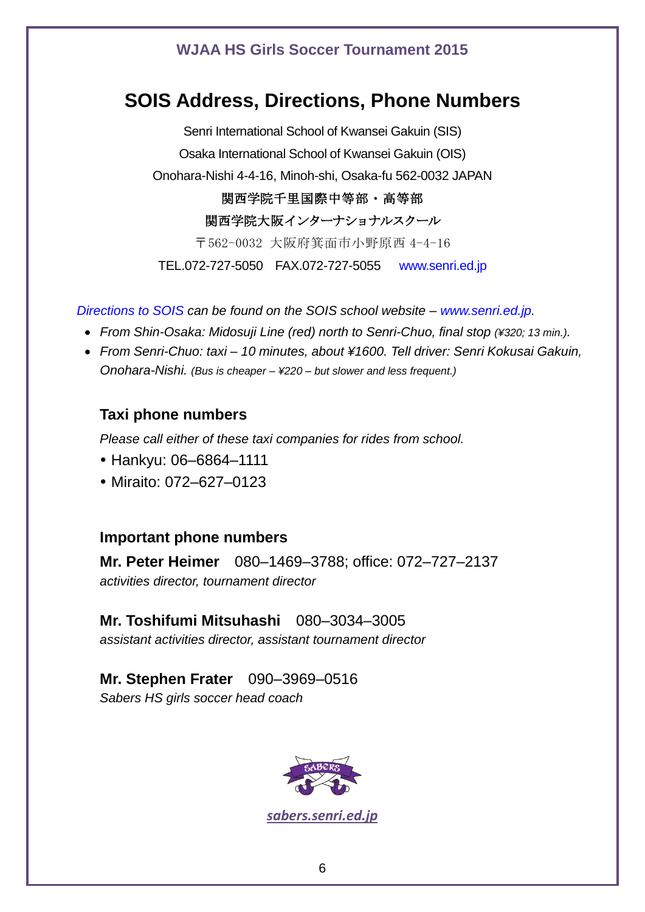WJAA HS Girls Soccer Tournament 2015

# SOIS Address, Directions, Phone Numbers

Senri International School of Kwansei Gakuin (SIS)

Osaka International School of Kwansei Gakuin (OIS)

Onohara-Nishi 4-4-16, Minoh-shi, Osaka-fu 562-0032 JAPAN

関西学院千里国際中等部・高等部

関西学院大阪インターナショナルスクール

〒562-0032 大阪府箕面市小野原西 4-4-16

TEL.072-727-5050 FAX.072-727-5055 www.senri.ed.jp

*Directions to SOIS can be found on the SOIS school website – www.senri.ed.jp.*

- *From Shin-Osaka: Midosuji Line (red) north to Senri-Chuo, final stop (¥320; 13 min.).*
- *From Senri-Chuo: taxi – 10 minutes, about ¥1600. Tell driver: Senri Kokusai Gakuin, Onohara-Nishi. (Bus is cheaper – ¥220 – but slower and less frequent.)*

### Taxi phone numbers

*Please call either of these taxi companies for rides from school.*

- Hankyu: 06–6864–1111
- Miraito: 072–627–0123

### Important phone numbers

**Mr. Peter Heimer** 080–1469–3788; office: 072–727–2137
*activities director, tournament director*

**Mr. Toshifumi Mitsuhashi** 080–3034–3005
*assistant activities director, assistant tournament director*

**Mr. Stephen Frater** 090–3969–0516
*Sabers HS girls soccer head coach*

SABERS

*sabers.senri.ed.jp*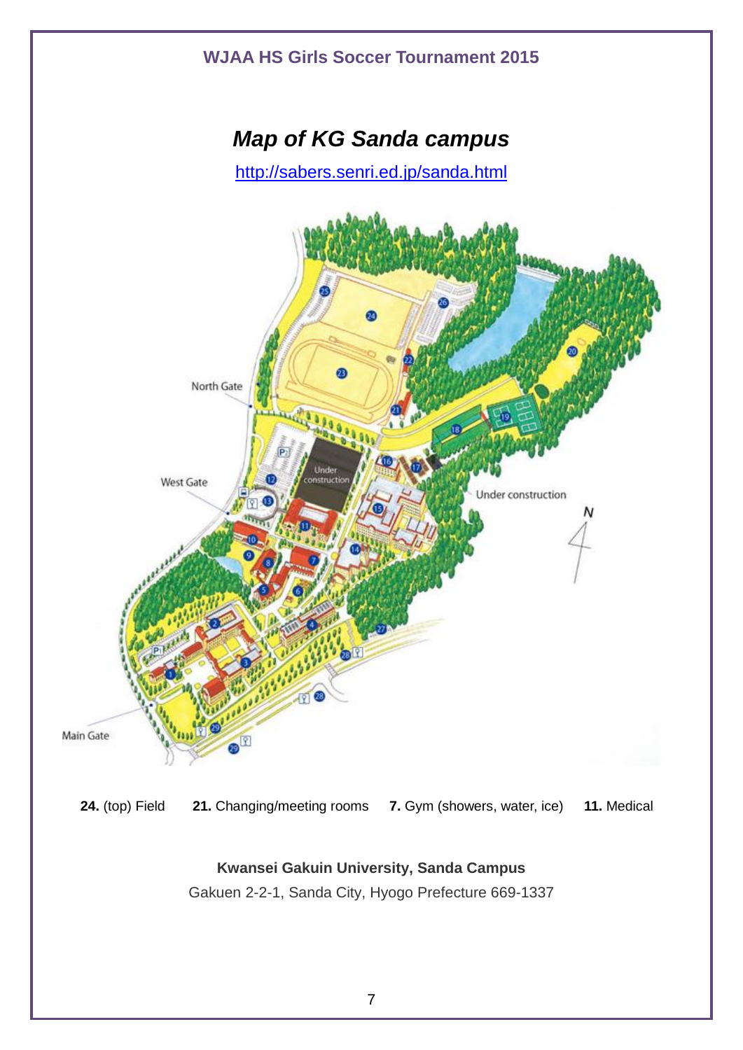## Map of KG Sanda campus

http://sabers.senri.ed.jp/sanda.html

North Gate

West Gate

Main Gate

Under construction

Under construction

N

**24.** (top) Field **21.** Changing/meeting rooms **7.** Gym (showers, water, ice) **11.** Medical

**Kwansei Gakuin University, Sanda Campus**

Gakuen 2-2-1, Sanda City, Hyogo Prefecture 669-1337